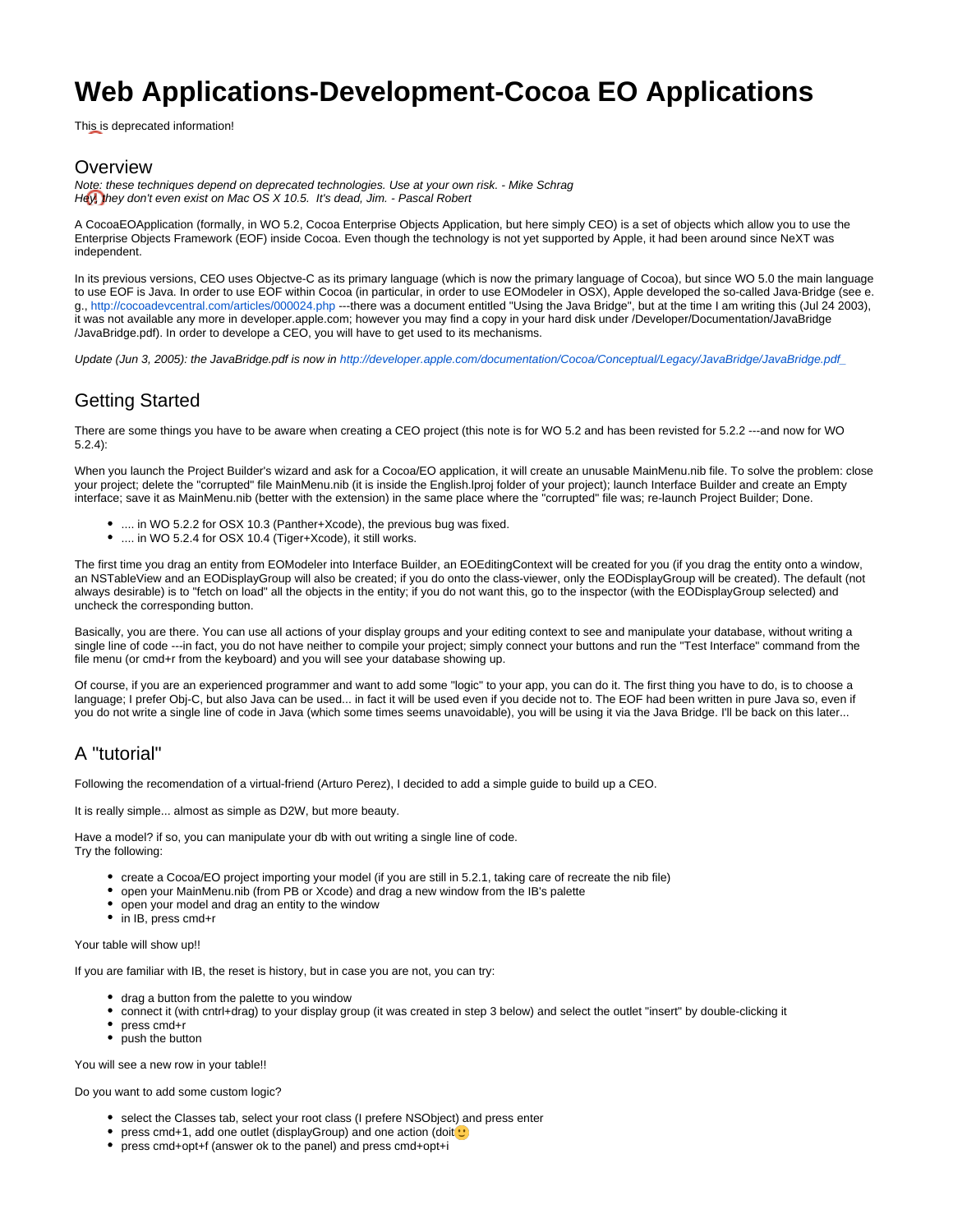# Web Applications-Development-Cocoa EO Applications

This is deprecated information!

## Overview

*Note: these techniques depend on deprecated technologies. Use at your own risk. - Mike Schrag*
*Hey, they don't even exist on Mac OS X 10.5. It's dead, Jim. - Pascal Robert*

A CocoaEOApplication (formally, in WO 5.2, Cocoa Enterprise Objects Application, but here simply CEO) is a set of objects which allow you to use the Enterprise Objects Framework (EOF) inside Cocoa. Even though the technology is not yet supported by Apple, it had been around since NeXT was independent.

In its previous versions, CEO uses Objectve-C as its primary language (which is now the primary language of Cocoa), but since WO 5.0 the main language to use EOF is Java. In order to use EOF within Cocoa (in particular, in order to use EOModeler in OSX), Apple developed the so-called Java-Bridge (see e.g., http://cocoadevcentral.com/articles/000024.php ---there was a document entitled "Using the Java Bridge", but at the time I am writing this (Jul 24 2003), it was not available any more in developer.apple.com; however you may find a copy in your hard disk under /Developer/Documentation/JavaBridge /JavaBridge.pdf). In order to develope a CEO, you will have to get used to its mechanisms.

*Update (Jun 3, 2005): the JavaBridge.pdf is now in http://developer.apple.com/documentation/Cocoa/Conceptual/Legacy/JavaBridge/JavaBridge.pdf_*

## Getting Started

There are some things you have to be aware when creating a CEO project (this note is for WO 5.2 and has been revisted for 5.2.2 ---and now for WO 5.2.4):

When you launch the Project Builder's wizard and ask for a Cocoa/EO application, it will create an unusable MainMenu.nib file. To solve the problem: close your project; delete the "corrupted" file MainMenu.nib (it is inside the English.lproj folder of your project); launch Interface Builder and create an Empty interface; save it as MainMenu.nib (better with the extension) in the same place where the "corrupted" file was; re-launch Project Builder; Done.

- .... in WO 5.2.2 for OSX 10.3 (Panther+Xcode), the previous bug was fixed.
- .... in WO 5.2.4 for OSX 10.4 (Tiger+Xcode), it still works.

The first time you drag an entity from EOModeler into Interface Builder, an EOEditingContext will be created for you (if you drag the entity onto a window, an NSTableView and an EODisplayGroup will also be created; if you do onto the class-viewer, only the EODisplayGroup will be created). The default (not always desirable) is to "fetch on load" all the objects in the entity; if you do not want this, go to the inspector (with the EODisplayGroup selected) and uncheck the corresponding button.

Basically, you are there. You can use all actions of your display groups and your editing context to see and manipulate your database, without writing a single line of code ---in fact, you do not have neither to compile your project; simply connect your buttons and run the "Test Interface" command from the file menu (or cmd+r from the keyboard) and you will see your database showing up.

Of course, if you are an experienced programmer and want to add some "logic" to your app, you can do it. The first thing you have to do, is to choose a language; I prefer Obj-C, but also Java can be used... in fact it will be used even if you decide not to. The EOF had been written in pure Java so, even if you do not write a single line of code in Java (which some times seems unavoidable), you will be using it via the Java Bridge. I'll be back on this later...

## A "tutorial"

Following the recomendation of a virtual-friend (Arturo Perez), I decided to add a simple guide to build up a CEO.

It is really simple... almost as simple as D2W, but more beauty.

Have a model? if so, you can manipulate your db with out writing a single line of code.
Try the following:

- create a Cocoa/EO project importing your model (if you are still in 5.2.1, taking care of recreate the nib file)
- open your MainMenu.nib (from PB or Xcode) and drag a new window from the IB's palette
- open your model and drag an entity to the window
- in IB, press cmd+r

Your table will show up!!

If you are familiar with IB, the reset is history, but in case you are not, you can try:

- drag a button from the palette to you window
- connect it (with cntrl+drag) to your display group (it was created in step 3 below) and select the outlet "insert" by double-clicking it
- press cmd+r
- push the button

You will see a new row in your table!!

Do you want to add some custom logic?

- select the Classes tab, select your root class (I prefere NSObject) and press enter
- press cmd+1, add one outlet (displayGroup) and one action (doit🙂
- press cmd+opt+f (answer ok to the panel) and press cmd+opt+i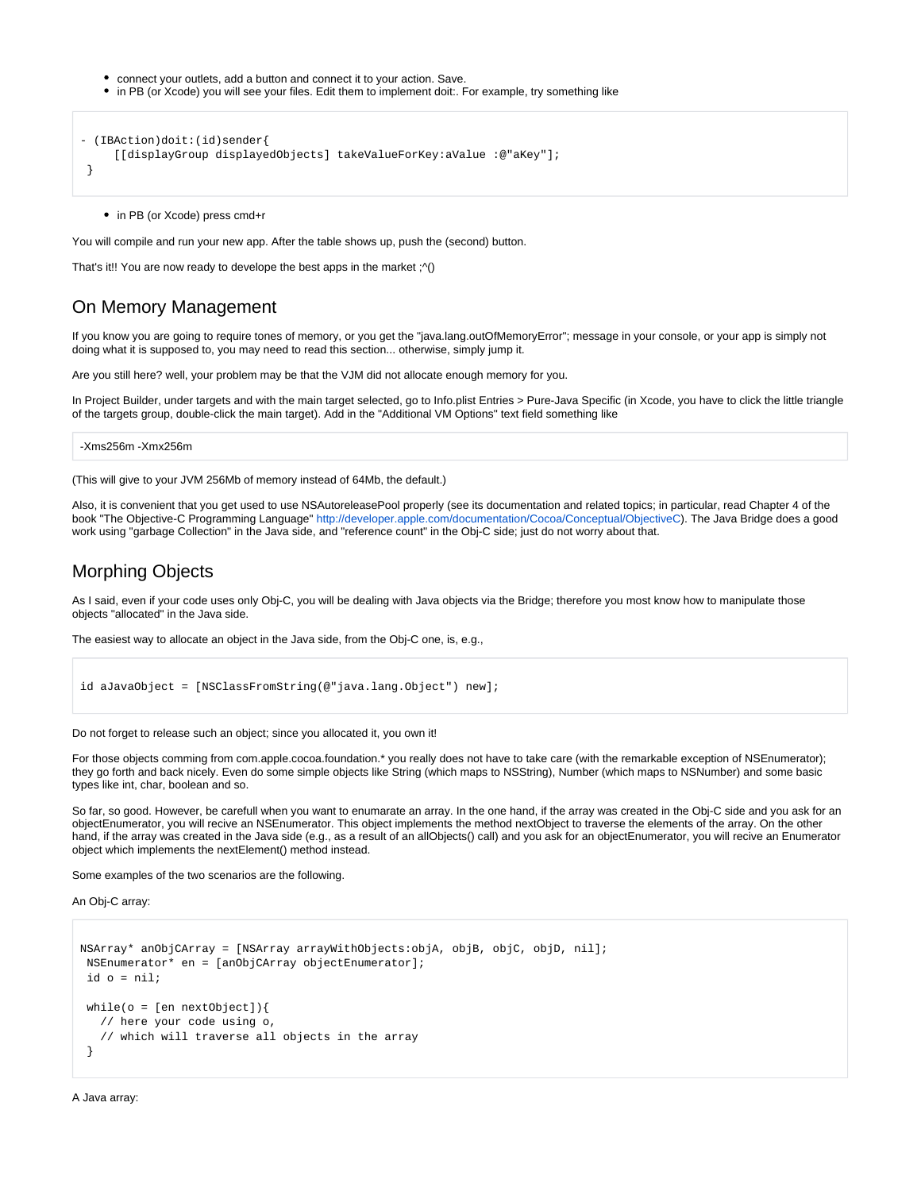- connect your outlets, add a button and connect it to your action. Save.
- in PB (or Xcode) you will see your files. Edit them to implement doit:. For example, try something like

```
- (IBAction)doit:(id)sender{
     [[displayGroup displayedObjects] takeValueForKey:aValue :@"aKey"];
 }
```

- in PB (or Xcode) press cmd+r

You will compile and run your new app. After the table shows up, push the (second) button.

That's it!! You are now ready to develope the best apps in the market ;^()

## On Memory Management

If you know you are going to require tones of memory, or you get the "java.lang.outOfMemoryError"; message in your console, or your app is simply not doing what it is supposed to, you may need to read this section... otherwise, simply jump it.

Are you still here? well, your problem may be that the VJM did not allocate enough memory for you.

In Project Builder, under targets and with the main target selected, go to Info.plist Entries > Pure-Java Specific (in Xcode, you have to click the little triangle of the targets group, double-click the main target). Add in the "Additional VM Options" text field something like

```
-Xms256m -Xmx256m
```

(This will give to your JVM 256Mb of memory instead of 64Mb, the default.)

Also, it is convenient that you get used to use NSAutoreleasePool properly (see its documentation and related topics; in particular, read Chapter 4 of the book "The Objective-C Programming Language" http://developer.apple.com/documentation/Cocoa/Conceptual/ObjectiveC). The Java Bridge does a good work using "garbage Collection" in the Java side, and "reference count" in the Obj-C side; just do not worry about that.

## Morphing Objects

As I said, even if your code uses only Obj-C, you will be dealing with Java objects via the Bridge; therefore you most know how to manipulate those objects "allocated" in the Java side.

The easiest way to allocate an object in the Java side, from the Obj-C one, is, e.g.,

```
id aJavaObject = [NSClassFromString(@"java.lang.Object") new];
```

Do not forget to release such an object; since you allocated it, you own it!

For those objects comming from com.apple.cocoa.foundation.* you really does not have to take care (with the remarkable exception of NSEnumerator); they go forth and back nicely. Even do some simple objects like String (which maps to NSString), Number (which maps to NSNumber) and some basic types like int, char, boolean and so.

So far, so good. However, be carefull when you want to enumarate an array. In the one hand, if the array was created in the Obj-C side and you ask for an objectEnumerator, you will recive an NSEnumerator. This object implements the method nextObject to traverse the elements of the array. On the other hand, if the array was created in the Java side (e.g., as a result of an allObjects() call) and you ask for an objectEnumerator, you will recive an Enumerator object which implements the nextElement() method instead.

Some examples of the two scenarios are the following.

An Obj-C array:

```
NSArray* anObjCArray = [NSArray arrayWithObjects:objA, objB, objC, objD, nil];
 NSEnumerator* en = [anObjCArray objectEnumerator];
 id o = nil;

 while(o = [en nextObject]){
   // here your code using o,
   // which will traverse all objects in the array
 }
```

A Java array: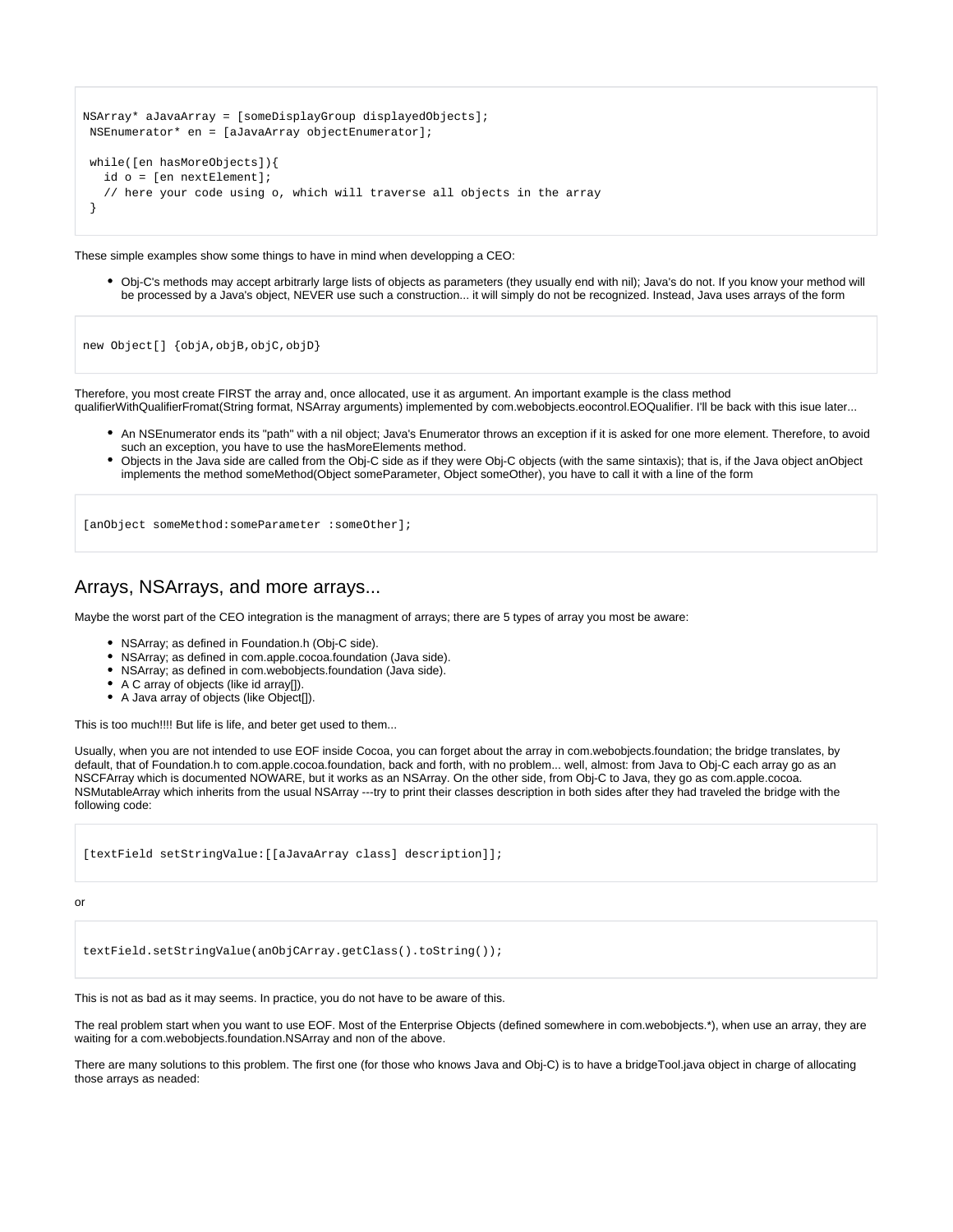```
NSArray* aJavaArray = [someDisplayGroup displayedObjects];
 NSEnumerator* en = [aJavaArray objectEnumerator];

 while([en hasMoreObjects]){
   id o = [en nextElement];
   // here your code using o, which will traverse all objects in the array
 }
```

These simple examples show some things to have in mind when developping a CEO:

- Obj-C's methods may accept arbitrarly large lists of objects as parameters (they usually end with nil); Java's do not. If you know your method will be processed by a Java's object, NEVER use such a construction... it will simply do not be recognized. Instead, Java uses arrays of the form

```
new Object[] {objA,objB,objC,objD}
```

Therefore, you most create FIRST the array and, once allocated, use it as argument. An important example is the class method qualifierWithQualifierFromat(String format, NSArray arguments) implemented by com.webobjects.eocontrol.EOQualifier. I'll be back with this isue later...

- An NSEnumerator ends its "path" with a nil object; Java's Enumerator throws an exception if it is asked for one more element. Therefore, to avoid such an exception, you have to use the hasMoreElements method.
- Objects in the Java side are called from the Obj-C side as if they were Obj-C objects (with the same sintaxis); that is, if the Java object anObject implements the method someMethod(Object someParameter, Object someOther), you have to call it with a line of the form

```
[anObject someMethod:someParameter :someOther];
```

## Arrays, NSArrays, and more arrays...

Maybe the worst part of the CEO integration is the managment of arrays; there are 5 types of array you most be aware:

- NSArray; as defined in Foundation.h (Obj-C side).
- NSArray; as defined in com.apple.cocoa.foundation (Java side).
- NSArray; as defined in com.webobjects.foundation (Java side).
- A C array of objects (like id array[]).
- A Java array of objects (like Object[]).

This is too much!!!! But life is life, and beter get used to them...

Usually, when you are not intended to use EOF inside Cocoa, you can forget about the array in com.webobjects.foundation; the bridge translates, by default, that of Foundation.h to com.apple.cocoa.foundation, back and forth, with no problem... well, almost: from Java to Obj-C each array go as an NSCFArray which is documented NOWARE, but it works as an NSArray. On the other side, from Obj-C to Java, they go as com.apple.cocoa. NSMutableArray which inherits from the usual NSArray ---try to print their classes description in both sides after they had traveled the bridge with the following code:

```
[textField setStringValue:[[aJavaArray class] description]];
```

or

```
textField.setStringValue(anObjCArray.getClass().toString());
```

This is not as bad as it may seems. In practice, you do not have to be aware of this.

The real problem start when you want to use EOF. Most of the Enterprise Objects (defined somewhere in com.webobjects.*), when use an array, they are waiting for a com.webobjects.foundation.NSArray and non of the above.

There are many solutions to this problem. The first one (for those who knows Java and Obj-C) is to have a bridgeTool.java object in charge of allocating those arrays as neaded: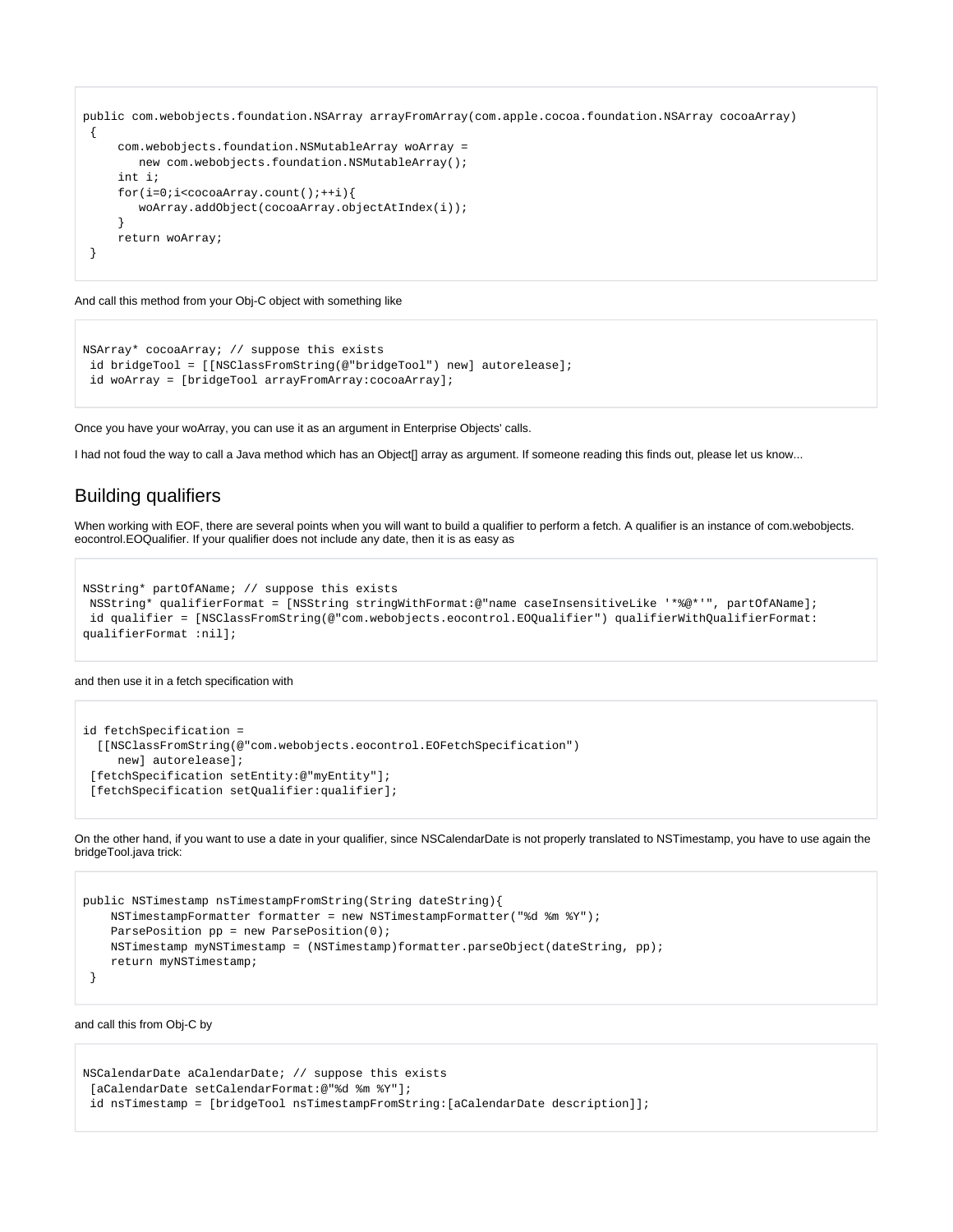```
public com.webobjects.foundation.NSArray arrayFromArray(com.apple.cocoa.foundation.NSArray cocoaArray)
 {
     com.webobjects.foundation.NSMutableArray woArray =
        new com.webobjects.foundation.NSMutableArray();
     int i;
     for(i=0;i<cocoaArray.count();++i){
        woArray.addObject(cocoaArray.objectAtIndex(i));
     }
     return woArray;
 }
```

And call this method from your Obj-C object with something like

```
NSArray* cocoaArray; // suppose this exists
 id bridgeTool = [[NSClassFromString(@"bridgeTool") new] autorelease];
 id woArray = [bridgeTool arrayFromArray:cocoaArray];
```

Once you have your woArray, you can use it as an argument in Enterprise Objects' calls.

I had not foud the way to call a Java method which has an Object[] array as argument. If someone reading this finds out, please let us know...

## Building qualifiers

When working with EOF, there are several points when you will want to build a qualifier to perform a fetch. A qualifier is an instance of com.webobjects.eocontrol.EOQualifier. If your qualifier does not include any date, then it is as easy as

```
NSString* partOfAName; // suppose this exists
 NSString* qualifierFormat = [NSString stringWithFormat:@"name caseInsensitiveLike '*%@*'", partOfAName];
 id qualifier = [NSClassFromString(@"com.webobjects.eocontrol.EOQualifier") qualifierWithQualifierFormat:
qualifierFormat :nil];
```

and then use it in a fetch specification with

```
id fetchSpecification =
  [[NSClassFromString(@"com.webobjects.eocontrol.EOFetchSpecification")
     new] autorelease];
 [fetchSpecification setEntity:@"myEntity"];
 [fetchSpecification setQualifier:qualifier];
```

On the other hand, if you want to use a date in your qualifier, since NSCalendarDate is not properly translated to NSTimestamp, you have to use again the bridgeTool.java trick:

```
public NSTimestamp nsTimestampFromString(String dateString){
    NSTimestampFormatter formatter = new NSTimestampFormatter("%d %m %Y");
    ParsePosition pp = new ParsePosition(0);
    NSTimestamp myNSTimestamp = (NSTimestamp)formatter.parseObject(dateString, pp);
    return myNSTimestamp;
 }
```

and call this from Obj-C by

```
NSCalendarDate aCalendarDate; // suppose this exists
 [aCalendarDate setCalendarFormat:@"%d %m %Y"];
 id nsTimestamp = [bridgeTool nsTimestampFromString:[aCalendarDate description]];
```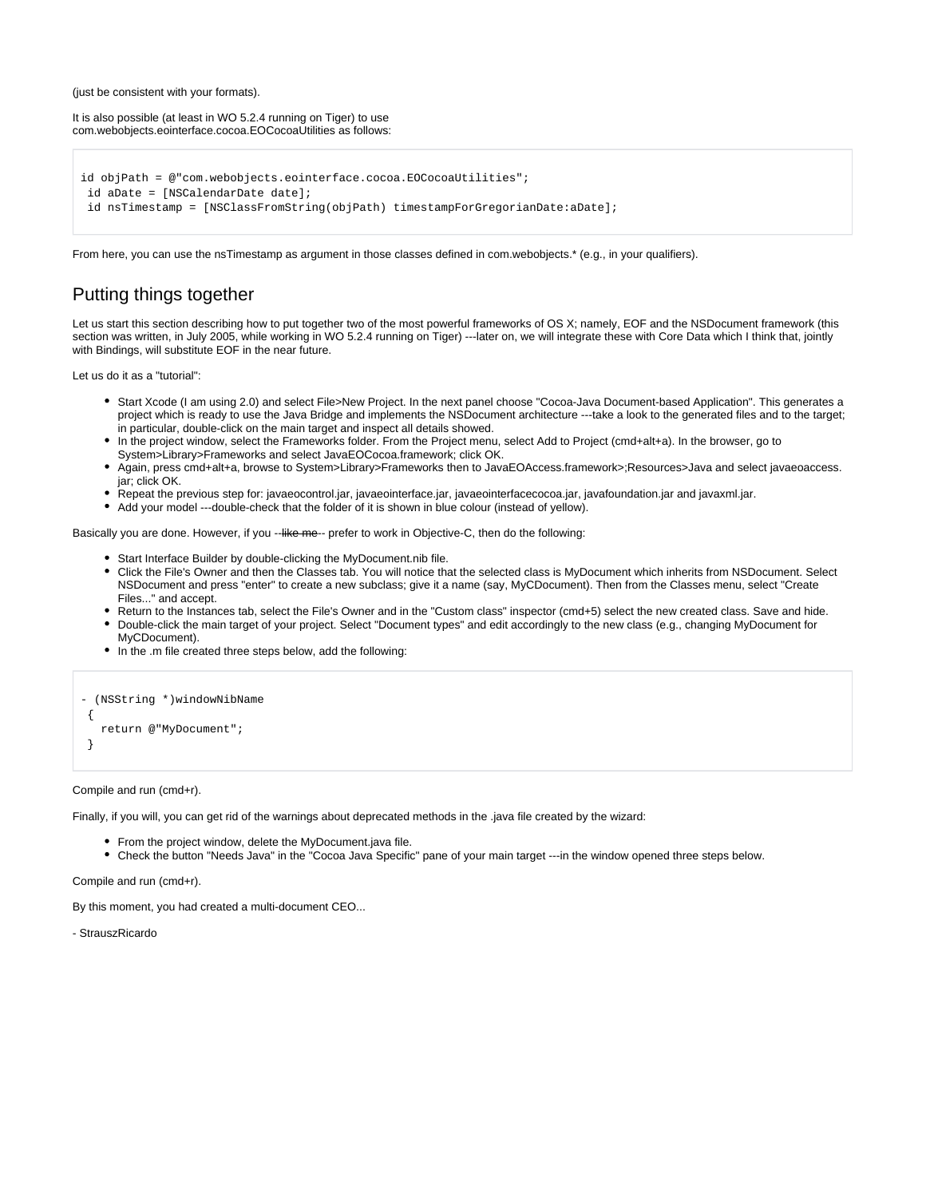(just be consistent with your formats).

It is also possible (at least in WO 5.2.4 running on Tiger) to use com.webobjects.eointerface.cocoa.EOCocoaUtilities as follows:

```
id objPath = @"com.webobjects.eointerface.cocoa.EOCocoaUtilities";
 id aDate = [NSCalendarDate date];
 id nsTimestamp = [NSClassFromString(objPath) timestampForGregorianDate:aDate];
```

From here, you can use the nsTimestamp as argument in those classes defined in com.webobjects.* (e.g., in your qualifiers).

## Putting things together

Let us start this section describing how to put together two of the most powerful frameworks of OS X; namely, EOF and the NSDocument framework (this section was written, in July 2005, while working in WO 5.2.4 running on Tiger) ---later on, we will integrate these with Core Data which I think that, jointly with Bindings, will substitute EOF in the near future.

Let us do it as a "tutorial":

- Start Xcode (I am using 2.0) and select File>New Project. In the next panel choose "Cocoa-Java Document-based Application". This generates a project which is ready to use the Java Bridge and implements the NSDocument architecture ---take a look to the generated files and to the target; in particular, double-click on the main target and inspect all details showed.
- In the project window, select the Frameworks folder. From the Project menu, select Add to Project (cmd+alt+a). In the browser, go to System>Library>Frameworks and select JavaEOCocoa.framework; click OK.
- Again, press cmd+alt+a, browse to System>Library>Frameworks then to JavaEOAccess.framework>;Resources>Java and select javaeoaccess.jar; click OK.
- Repeat the previous step for: javaeocontrol.jar, javaeointerface.jar, javaeointerfacecocoa.jar, javafoundation.jar and javaxml.jar.
- Add your model ---double-check that the folder of it is shown in blue colour (instead of yellow).

Basically you are done. However, if you --~~like me~~-- prefer to work in Objective-C, then do the following:

- Start Interface Builder by double-clicking the MyDocument.nib file.
- Click the File's Owner and then the Classes tab. You will notice that the selected class is MyDocument which inherits from NSDocument. Select NSDocument and press "enter" to create a new subclass; give it a name (say, MyCDocument). Then from the Classes menu, select "Create Files..." and accept.
- Return to the Instances tab, select the File's Owner and in the "Custom class" inspector (cmd+5) select the new created class. Save and hide.
- Double-click the main target of your project. Select "Document types" and edit accordingly to the new class (e.g., changing MyDocument for MyCDocument).
- In the .m file created three steps below, add the following:

```
- (NSString *)windowNibName
 {
   return @"MyDocument";
 }
```

Compile and run (cmd+r).

Finally, if you will, you can get rid of the warnings about deprecated methods in the .java file created by the wizard:

- From the project window, delete the MyDocument.java file.
- Check the button "Needs Java" in the "Cocoa Java Specific" pane of your main target ---in the window opened three steps below.

Compile and run (cmd+r).

By this moment, you had created a multi-document CEO...

- StrauszRicardo